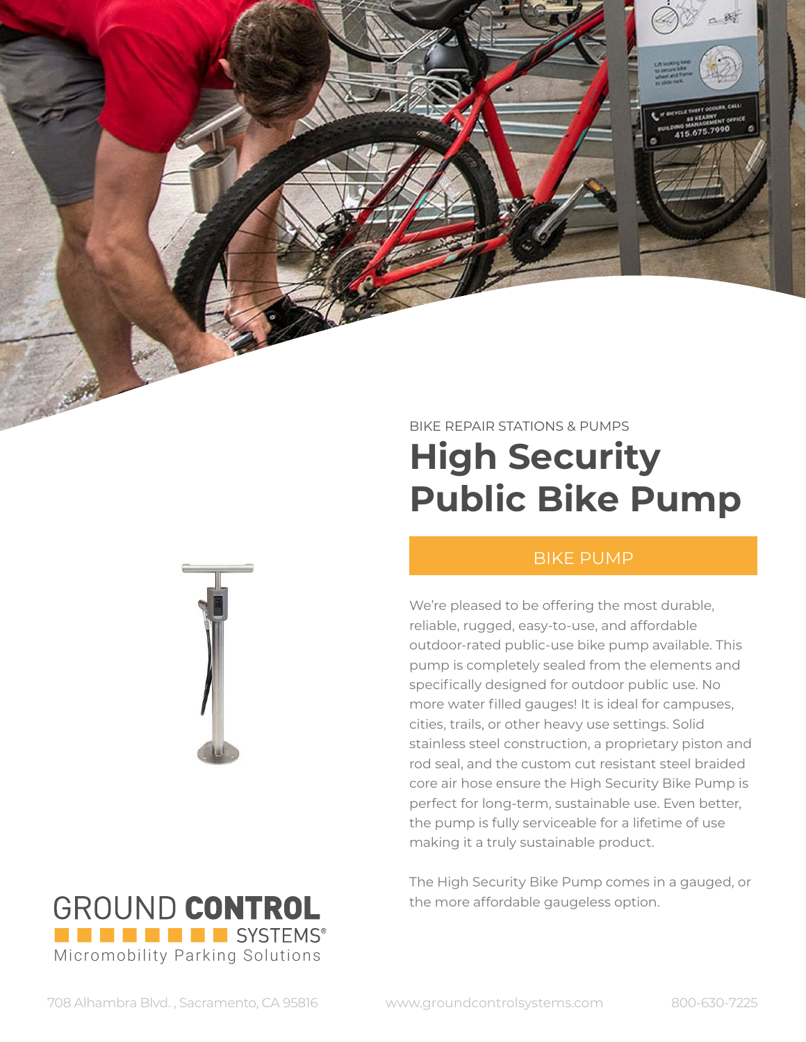BIKE REPAIR STATIONS & PUMPS

# High Security Public Bike Pump

## BIKE PUMP

We're pleased to be offering the most durable, reliable, rugged, easy-to-use, and affordable outdoor-rated public-use bike pump available. This pump is completely sealed from the elements and specifically designed for outdoor public use. No more water filled gauges! It is ideal for campuses, cities, trails, or other heavy use settings. Solid stainless steel construction, a proprietary piston and rod seal, and the custom cut resistant steel braided core air hose ensure the High Security Bike Pump is perfect for long-term, sustainable use. Even better, the pump is fully serviceable for a lifetime of use making it a truly sustainable product.

The High Security Bike Pump comes in a gauged, or the more affordable gaugeless option.

GROUND CONTROL SYSTEMS®
Micromobility Parking Solutions

708 Alhambra Blvd. , Sacramento, CA 95816 | www.groundcontrolsystems.com | 800-630-7225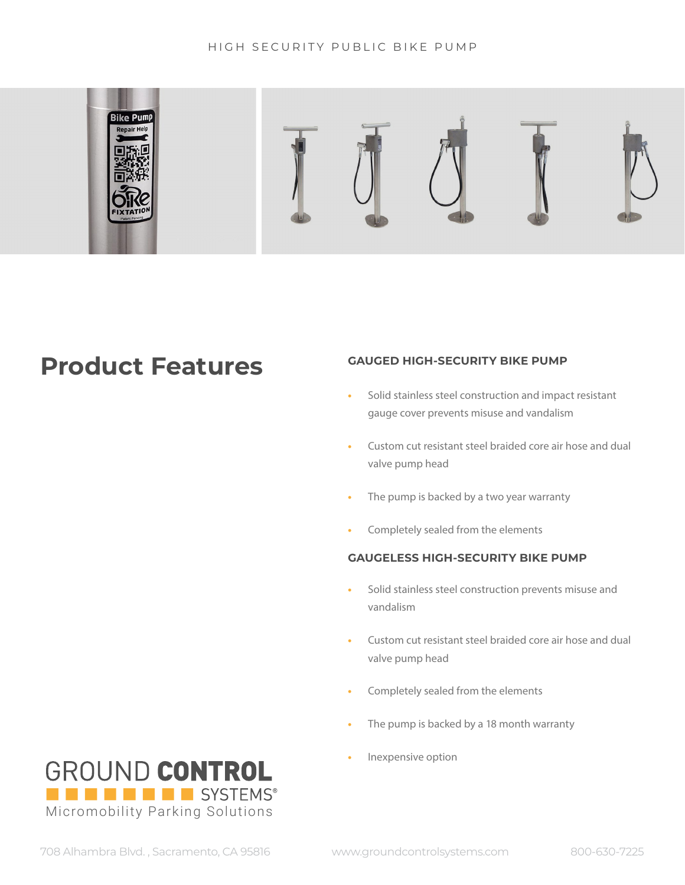HIGH SECURITY PUBLIC BIKE PUMP

# Product Features

### GAUGED HIGH-SECURITY BIKE PUMP

- Solid stainless steel construction and impact resistant gauge cover prevents misuse and vandalism
- Custom cut resistant steel braided core air hose and dual valve pump head
- The pump is backed by a two year warranty
- Completely sealed from the elements

### GAUGELESS HIGH-SECURITY BIKE PUMP

- Solid stainless steel construction prevents misuse and vandalism
- Custom cut resistant steel braided core air hose and dual valve pump head
- Completely sealed from the elements
- The pump is backed by a 18 month warranty
- Inexpensive option

GROUND CONTROL SYSTEMS®
Micromobility Parking Solutions

708 Alhambra Blvd. , Sacramento, CA 95816 www.groundcontrolsystems.com 800-630-7225